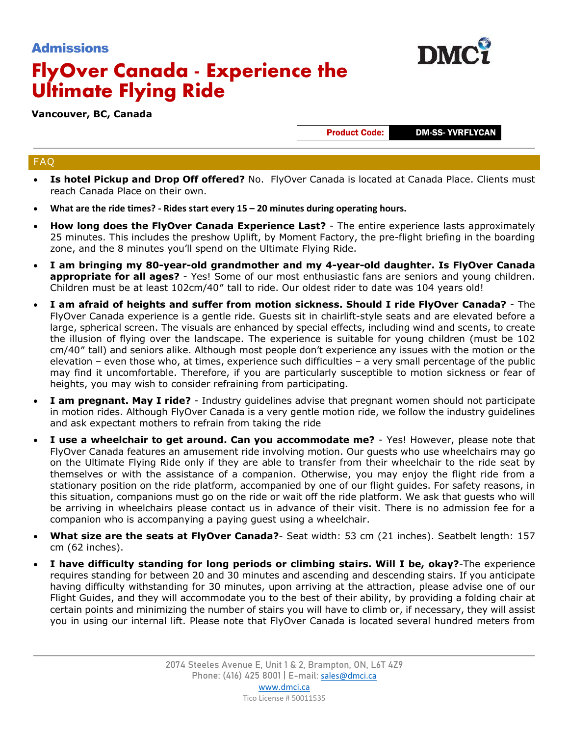**Admissions**

# FlyOver Canada - Experience the Ultimate Flying Ride

**Vancouver, BC, Canada**

| Product Code: | DM-SS- YVRFLYCAN |
| --- | --- |

## FAQ

- **Is hotel Pickup and Drop Off offered?** No. FlyOver Canada is located at Canada Place. Clients must reach Canada Place on their own.
- **What are the ride times? - Rides start every 15 – 20 minutes during operating hours.**
- **How long does the FlyOver Canada Experience Last?** - The entire experience lasts approximately 25 minutes. This includes the preshow Uplift, by Moment Factory, the pre-flight briefing in the boarding zone, and the 8 minutes you'll spend on the Ultimate Flying Ride.
- **I am bringing my 80-year-old grandmother and my 4-year-old daughter. Is FlyOver Canada appropriate for all ages?** - Yes! Some of our most enthusiastic fans are seniors and young children. Children must be at least 102cm/40" tall to ride. Our oldest rider to date was 104 years old!
- **I am afraid of heights and suffer from motion sickness. Should I ride FlyOver Canada?** - The FlyOver Canada experience is a gentle ride. Guests sit in chairlift-style seats and are elevated before a large, spherical screen. The visuals are enhanced by special effects, including wind and scents, to create the illusion of flying over the landscape. The experience is suitable for young children (must be 102 cm/40" tall) and seniors alike. Although most people don't experience any issues with the motion or the elevation – even those who, at times, experience such difficulties – a very small percentage of the public may find it uncomfortable. Therefore, if you are particularly susceptible to motion sickness or fear of heights, you may wish to consider refraining from participating.
- **I am pregnant. May I ride?** - Industry guidelines advise that pregnant women should not participate in motion rides. Although FlyOver Canada is a very gentle motion ride, we follow the industry guidelines and ask expectant mothers to refrain from taking the ride
- **I use a wheelchair to get around. Can you accommodate me?** - Yes! However, please note that FlyOver Canada features an amusement ride involving motion. Our guests who use wheelchairs may go on the Ultimate Flying Ride only if they are able to transfer from their wheelchair to the ride seat by themselves or with the assistance of a companion. Otherwise, you may enjoy the flight ride from a stationary position on the ride platform, accompanied by one of our flight guides. For safety reasons, in this situation, companions must go on the ride or wait off the ride platform. We ask that guests who will be arriving in wheelchairs please contact us in advance of their visit. There is no admission fee for a companion who is accompanying a paying guest using a wheelchair.
- **What size are the seats at FlyOver Canada?**- Seat width: 53 cm (21 inches). Seatbelt length: 157 cm (62 inches).
- **I have difficulty standing for long periods or climbing stairs. Will I be, okay?**-The experience requires standing for between 20 and 30 minutes and ascending and descending stairs. If you anticipate having difficulty withstanding for 30 minutes, upon arriving at the attraction, please advise one of our Flight Guides, and they will accommodate you to the best of their ability, by providing a folding chair at certain points and minimizing the number of stairs you will have to climb or, if necessary, they will assist you in using our internal lift. Please note that FlyOver Canada is located several hundred meters from

2074 Steeles Avenue E, Unit 1 & 2, Brampton, ON, L6T 4Z9
Phone: (416) 425 8001 | E-mail: sales@dmci.ca
www.dmci.ca
Tico License # 50011535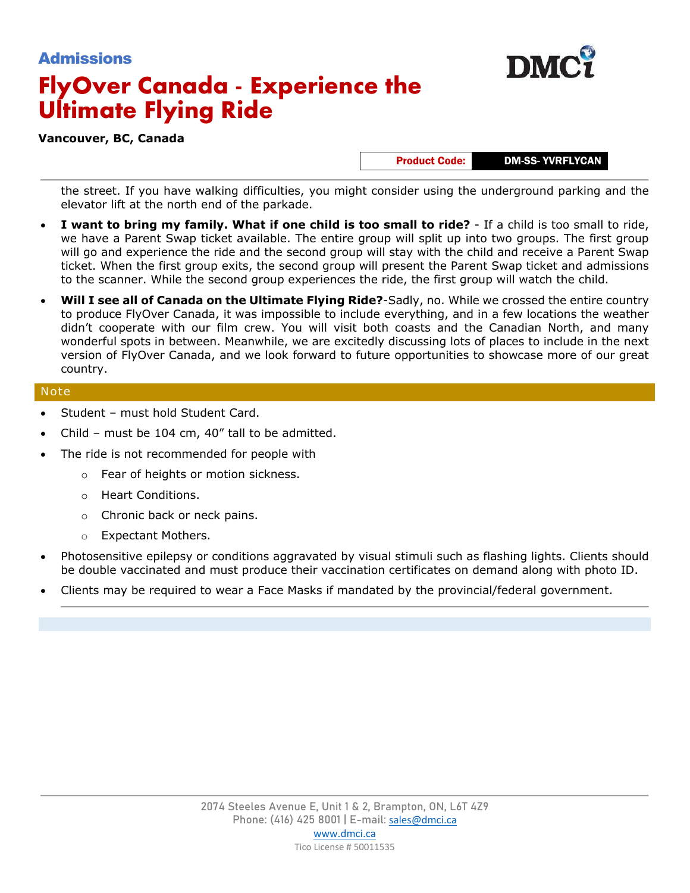Admissions

# FlyOver Canada - Experience the Ultimate Flying Ride

**Vancouver, BC, Canada**

| Product Code: | DM-SS- YVRFLYCAN |
| --- | --- |

the street. If you have walking difficulties, you might consider using the underground parking and the elevator lift at the north end of the parkade.

- **I want to bring my family. What if one child is too small to ride?** - If a child is too small to ride, we have a Parent Swap ticket available. The entire group will split up into two groups. The first group will go and experience the ride and the second group will stay with the child and receive a Parent Swap ticket. When the first group exits, the second group will present the Parent Swap ticket and admissions to the scanner. While the second group experiences the ride, the first group will watch the child.
- **Will I see all of Canada on the Ultimate Flying Ride?**-Sadly, no. While we crossed the entire country to produce FlyOver Canada, it was impossible to include everything, and in a few locations the weather didn't cooperate with our film crew. You will visit both coasts and the Canadian North, and many wonderful spots in between. Meanwhile, we are excitedly discussing lots of places to include in the next version of FlyOver Canada, and we look forward to future opportunities to showcase more of our great country.

## Note

- Student – must hold Student Card.
- Child – must be 104 cm, 40" tall to be admitted.
- The ride is not recommended for people with
  - Fear of heights or motion sickness.
  - Heart Conditions.
  - Chronic back or neck pains.
  - Expectant Mothers.
- Photosensitive epilepsy or conditions aggravated by visual stimuli such as flashing lights. Clients should be double vaccinated and must produce their vaccination certificates on demand along with photo ID.
- Clients may be required to wear a Face Masks if mandated by the provincial/federal government.